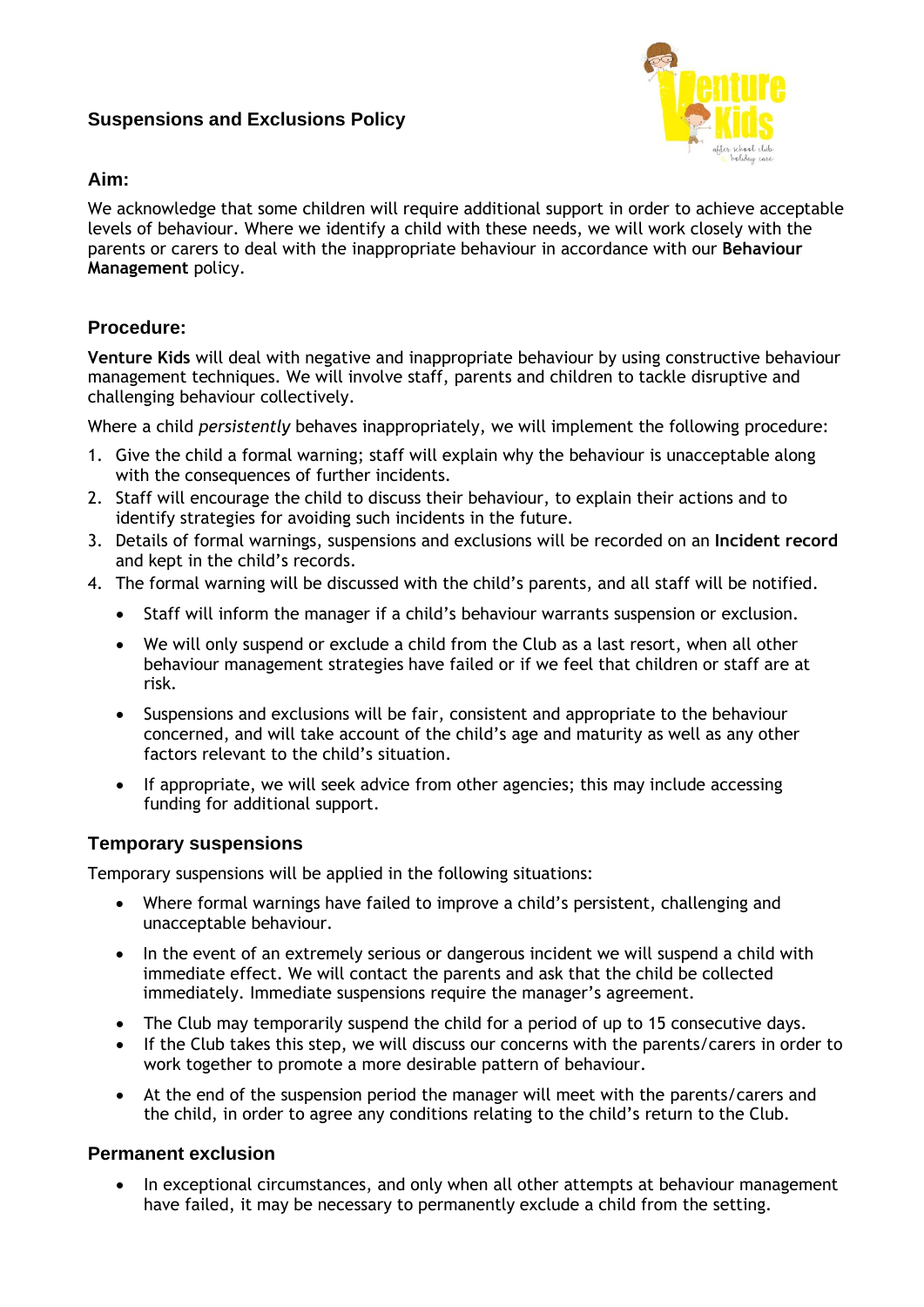## Suspensions and Exclusions Policy

### Aim:

We acknowledge that some children will require additional support in order to achieve acceptable levels of behaviour. Where we identify a child with these needs, we will work closely with the parents or carers to deal with the inappropriate behaviour in accordance with our **Behaviour Management** policy.

### Procedure:

**Venture Kids** will deal with negative and inappropriate behaviour by using constructive behaviour management techniques. We will involve staff, parents and children to tackle disruptive and challenging behaviour collectively.

Where a child *persistently* behaves inappropriately, we will implement the following procedure:

1. Give the child a formal warning; staff will explain why the behaviour is unacceptable along with the consequences of further incidents.
2. Staff will encourage the child to discuss their behaviour, to explain their actions and to identify strategies for avoiding such incidents in the future.
3. Details of formal warnings, suspensions and exclusions will be recorded on an **Incident record** and kept in the child's records.
4. The formal warning will be discussed with the child's parents, and all staff will be notified.

- Staff will inform the manager if a child's behaviour warrants suspension or exclusion.
- We will only suspend or exclude a child from the Club as a last resort, when all other behaviour management strategies have failed or if we feel that children or staff are at risk.
- Suspensions and exclusions will be fair, consistent and appropriate to the behaviour concerned, and will take account of the child's age and maturity as well as any other factors relevant to the child's situation.
- If appropriate, we will seek advice from other agencies; this may include accessing funding for additional support.

### Temporary suspensions

Temporary suspensions will be applied in the following situations:

- Where formal warnings have failed to improve a child's persistent, challenging and unacceptable behaviour.
- In the event of an extremely serious or dangerous incident we will suspend a child with immediate effect. We will contact the parents and ask that the child be collected immediately. Immediate suspensions require the manager's agreement.
- The Club may temporarily suspend the child for a period of up to 15 consecutive days.
- If the Club takes this step, we will discuss our concerns with the parents/carers in order to work together to promote a more desirable pattern of behaviour.
- At the end of the suspension period the manager will meet with the parents/carers and the child, in order to agree any conditions relating to the child's return to the Club.

### Permanent exclusion

- In exceptional circumstances, and only when all other attempts at behaviour management have failed, it may be necessary to permanently exclude a child from the setting.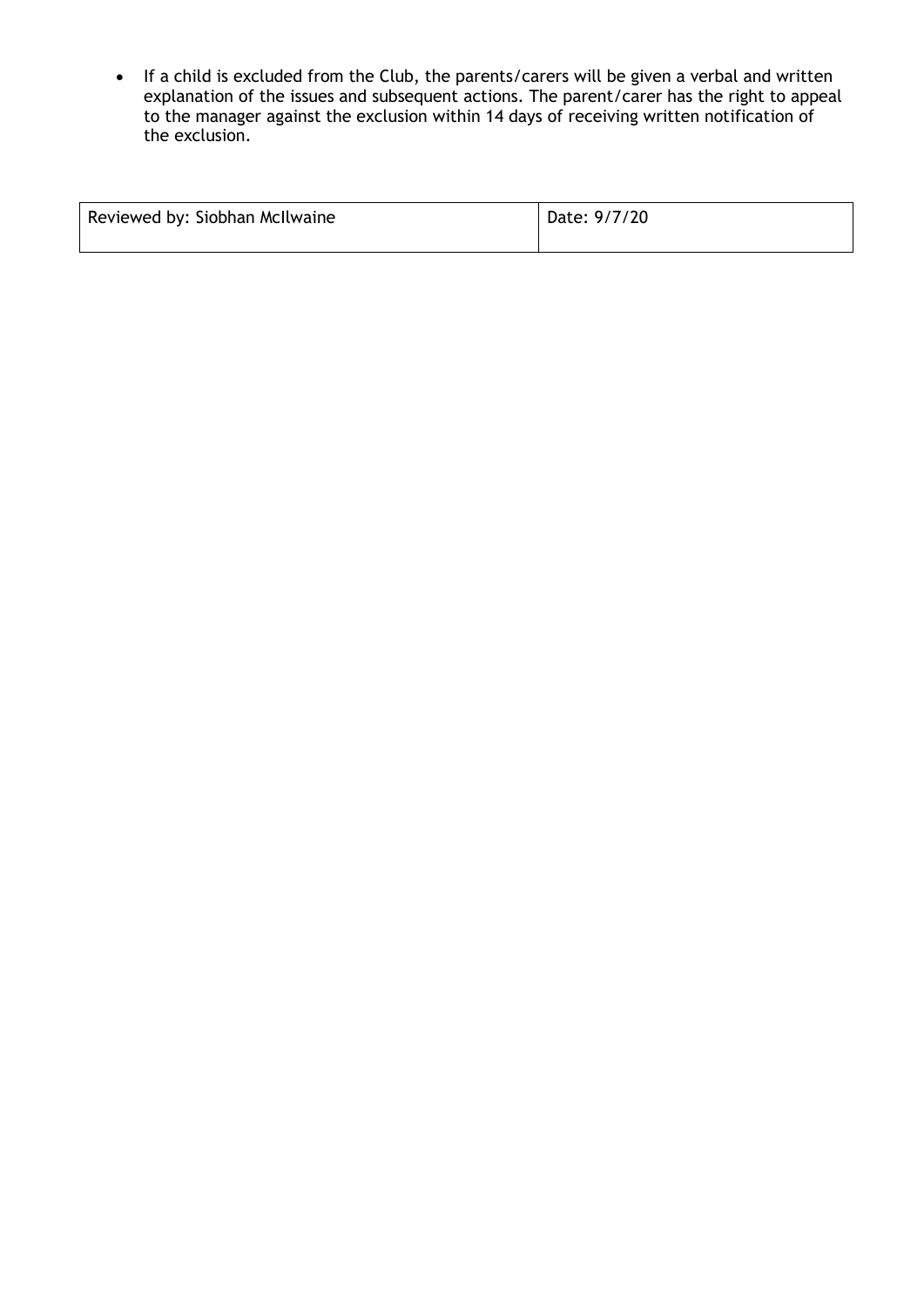- If a child is excluded from the Club, the parents/carers will be given a verbal and written explanation of the issues and subsequent actions. The parent/carer has the right to appeal to the manager against the exclusion within 14 days of receiving written notification of the exclusion.

| | |
|---|---|
| Reviewed by: Siobhan McIlwaine | Date: 9/7/20 |